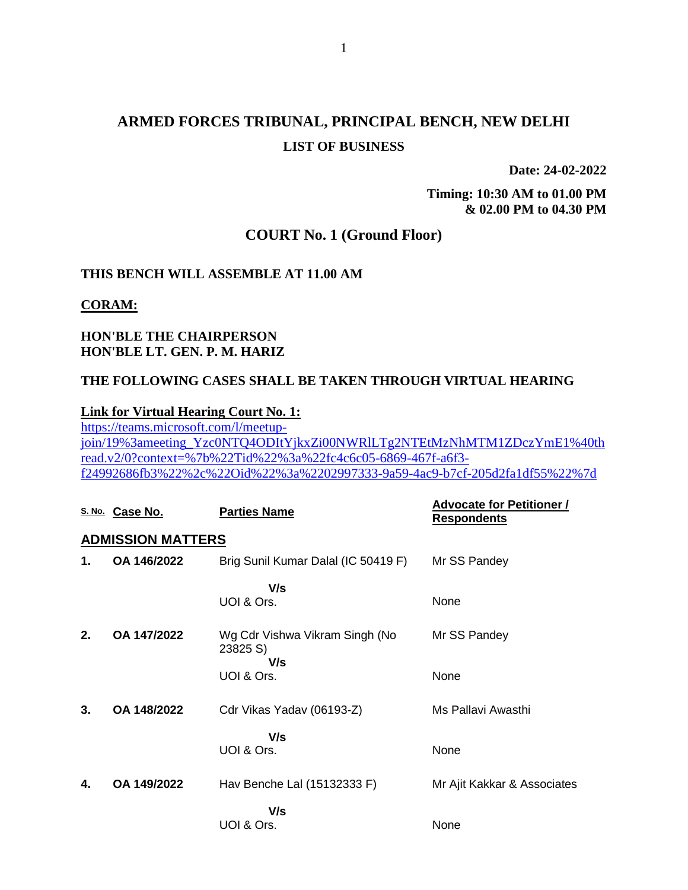# ARMED FORCES TRIBUNAL, PRINCIPAL BENCH, NEW DELHI

## LIST OF BUSINESS

**Date: 24-02-2022**

**Timing: 10:30 AM to 01.00 PM & 02.00 PM to 04.30 PM**

## COURT No. 1 (Ground Floor)

**THIS BENCH WILL ASSEMBLE AT 11.00 AM**

**CORAM:**

**HON'BLE THE CHAIRPERSON**
**HON'BLE LT. GEN. P. M. HARIZ**

**THE FOLLOWING CASES SHALL BE TAKEN THROUGH VIRTUAL HEARING**

**Link for Virtual Hearing Court No. 1:**
https://teams.microsoft.com/l/meetup-join/19%3ameeting_Yzc0NTQ4ODItYjkxZi00NWRlLTg2NTEtMzNhMTM1ZDczYmE1%40thread.v2/0?context=%7b%22Tid%22%3a%22fc4c6c05-6869-467f-a6f3-f24992686fb3%22%2c%22Oid%22%3a%2202997333-9a59-4ac9-b7cf-205d2fa1df55%22%7d

| S. No. | Case No. | Parties Name | Advocate for Petitioner / Respondents |
|---|---|---|---|
| **ADMISSION MATTERS** | | | |
| **1.** | **OA 146/2022** | Brig Sunil Kumar Dalal (IC 50419 F) | Mr SS Pandey |
| | | **V/s** | |
| | | UOI & Ors. | None |
| **2.** | **OA 147/2022** | Wg Cdr Vishwa Vikram Singh (No 23825 S) | Mr SS Pandey |
| | | **V/s** | |
| | | UOI & Ors. | None |
| **3.** | **OA 148/2022** | Cdr Vikas Yadav (06193-Z) | Ms Pallavi Awasthi |
| | | **V/s** | |
| | | UOI & Ors. | None |
| **4.** | **OA 149/2022** | Hav Benche Lal (15132333 F) | Mr Ajit Kakkar & Associates |
| | | **V/s** | |
| | | UOI & Ors. | None |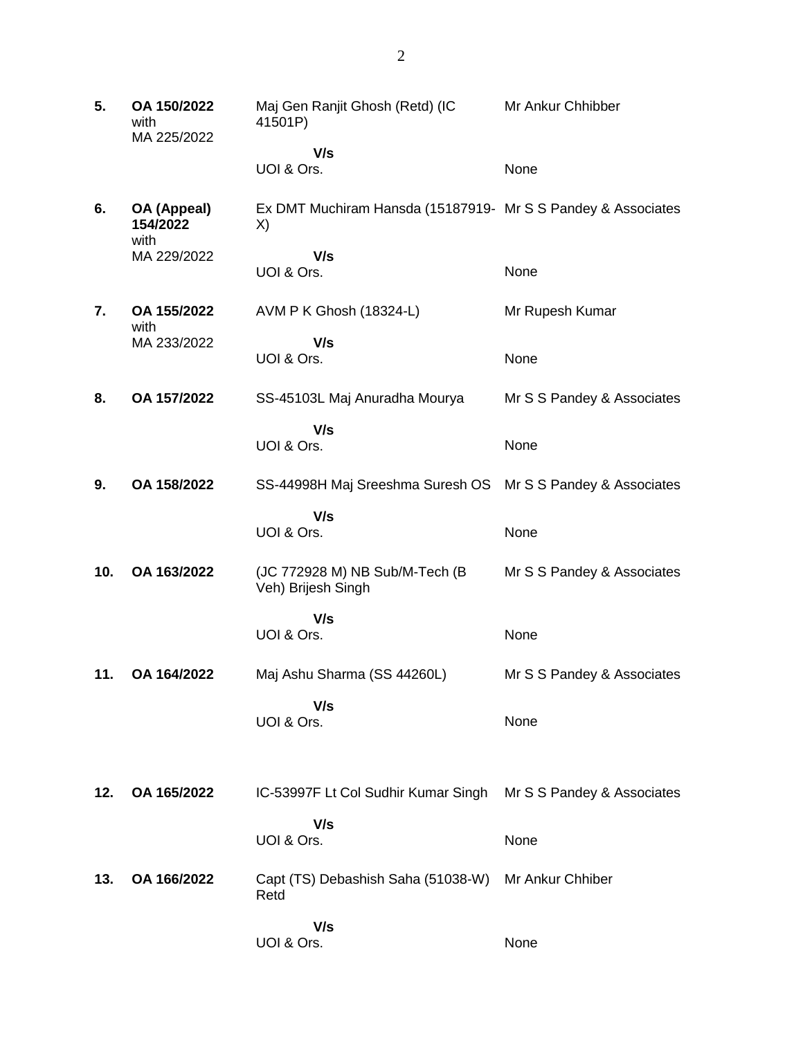| | | | |
|---|---|---|---|
| **5.** | **OA 150/2022** with MA 225/2022 | Maj Gen Ranjit Ghosh (Retd) (IC 41501P)<br>**V/s**<br>UOI & Ors. | Mr Ankur Chhibber<br><br>None |
| **6.** | **OA (Appeal) 154/2022** with MA 229/2022 | Ex DMT Muchiram Hansda (15187919-X)<br>**V/s**<br>UOI & Ors. | Mr S S Pandey & Associates<br><br>None |
| **7.** | **OA 155/2022** with MA 233/2022 | AVM P K Ghosh (18324-L)<br>**V/s**<br>UOI & Ors. | Mr Rupesh Kumar<br><br>None |
| **8.** | **OA 157/2022** | SS-45103L Maj Anuradha Mourya<br>**V/s**<br>UOI & Ors. | Mr S S Pandey & Associates<br><br>None |
| **9.** | **OA 158/2022** | SS-44998H Maj Sreeshma Suresh OS<br>**V/s**<br>UOI & Ors. | Mr S S Pandey & Associates<br><br>None |
| **10.** | **OA 163/2022** | (JC 772928 M) NB Sub/M-Tech (B Veh) Brijesh Singh<br>**V/s**<br>UOI & Ors. | Mr S S Pandey & Associates<br><br>None |
| **11.** | **OA 164/2022** | Maj Ashu Sharma (SS 44260L)<br>**V/s**<br>UOI & Ors. | Mr S S Pandey & Associates<br><br>None |
| **12.** | **OA 165/2022** | IC-53997F Lt Col Sudhir Kumar Singh<br>**V/s**<br>UOI & Ors. | Mr S S Pandey & Associates<br><br>None |
| **13.** | **OA 166/2022** | Capt (TS) Debashish Saha (51038-W) Retd<br>**V/s**<br>UOI & Ors. | Mr Ankur Chhiber<br><br>None |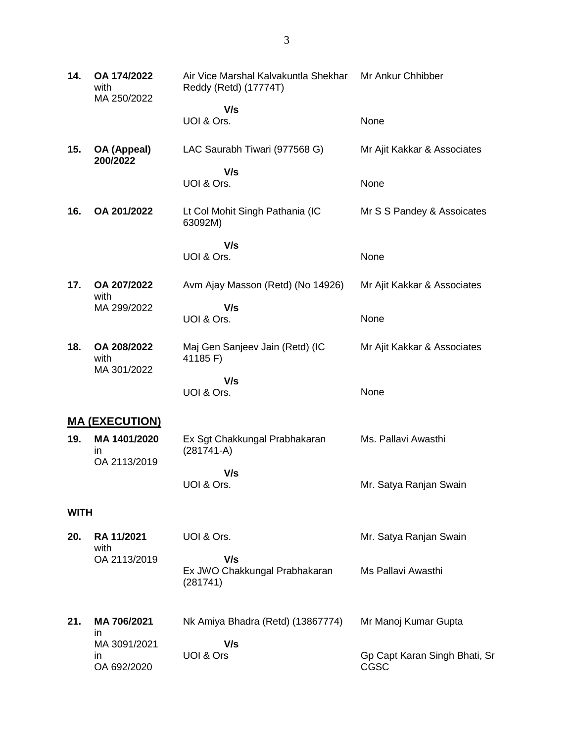| | | | |
|---|---|---|---|
| **14.** | **OA 174/2022** with MA 250/2022 | Air Vice Marshal Kalvakuntla Shekhar Reddy (Retd) (17774T) | Mr Ankur Chhibber |
| | | **V/s** | |
| | | UOI & Ors. | None |
| **15.** | **OA (Appeal) 200/2022** | LAC Saurabh Tiwari (977568 G) | Mr Ajit Kakkar & Associates |
| | | **V/s** | |
| | | UOI & Ors. | None |
| **16.** | **OA 201/2022** | Lt Col Mohit Singh Pathania (IC 63092M) | Mr S S Pandey & Assoicates |
| | | **V/s** | |
| | | UOI & Ors. | None |
| **17.** | **OA 207/2022** with MA 299/2022 | Avm Ajay Masson (Retd) (No 14926) | Mr Ajit Kakkar & Associates |
| | | **V/s** | |
| | | UOI & Ors. | None |
| **18.** | **OA 208/2022** with MA 301/2022 | Maj Gen Sanjeev Jain (Retd) (IC 41185 F) | Mr Ajit Kakkar & Associates |
| | | **V/s** | |
| | | UOI & Ors. | None |

## MA (EXECUTION)

| | | | |
|---|---|---|---|
| **19.** | **MA 1401/2020** in OA 2113/2019 | Ex Sgt Chakkungal Prabhakaran (281741-A) | Ms. Pallavi Awasthi |
| | | **V/s** | |
| | | UOI & Ors. | Mr. Satya Ranjan Swain |

**WITH**

| | | | |
|---|---|---|---|
| **20.** | **RA 11/2021** with OA 2113/2019 | UOI & Ors. | Mr. Satya Ranjan Swain |
| | | **V/s** | |
| | | Ex JWO Chakkungal Prabhakaran (281741) | Ms Pallavi Awasthi |
| **21.** | **MA 706/2021** in MA 3091/2021 in OA 692/2020 | Nk Amiya Bhadra (Retd) (13867774) | Mr Manoj Kumar Gupta |
| | | **V/s** | |
| | | UOI & Ors | Gp Capt Karan Singh Bhati, Sr CGSC |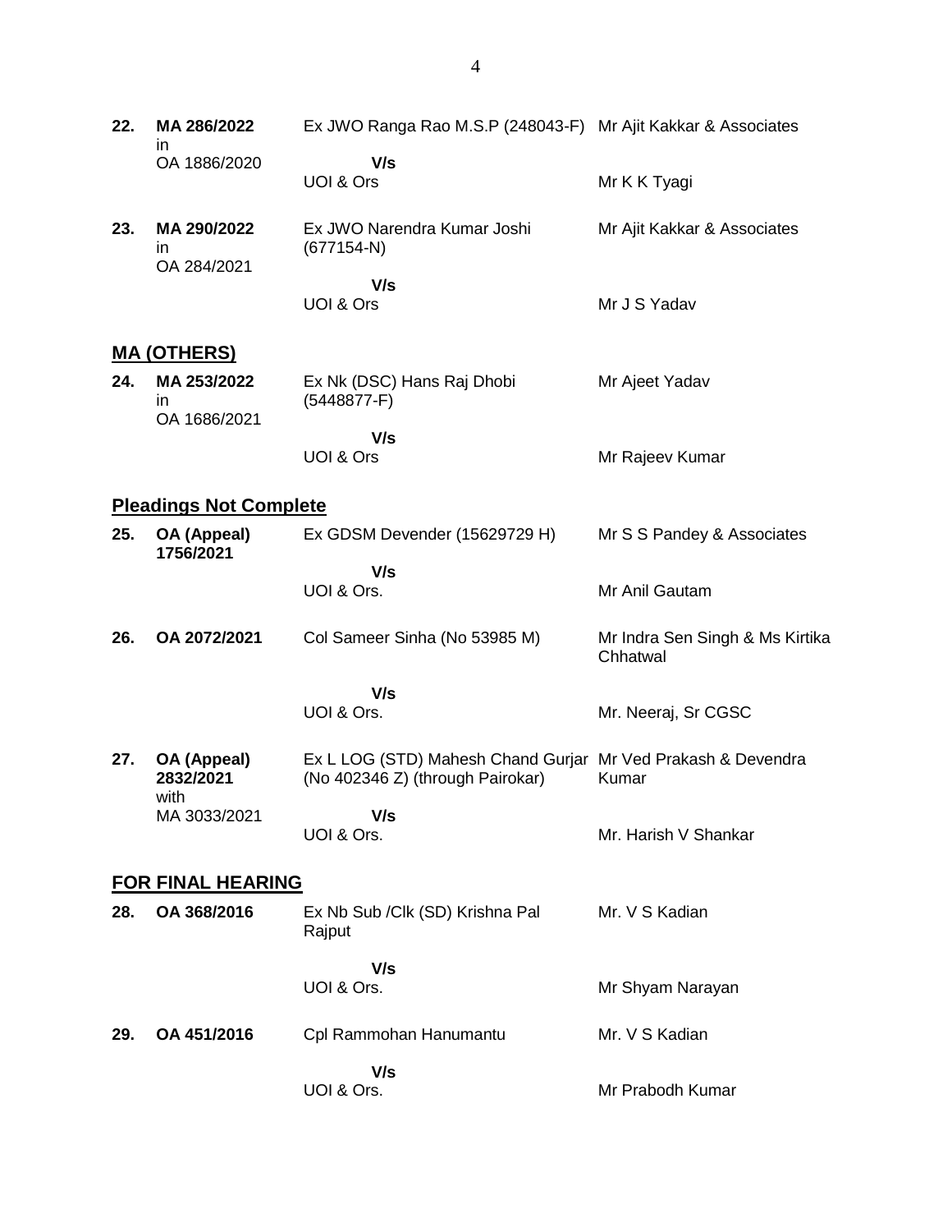| | | | |
|---|---|---|---|
| **22.** | **MA 286/2022** in OA 1886/2020 | Ex JWO Ranga Rao M.S.P (248043-F) | Mr Ajit Kakkar & Associates |
| | | **V/s** | |
| | | UOI & Ors | Mr K K Tyagi |
| **23.** | **MA 290/2022** in OA 284/2021 | Ex JWO Narendra Kumar Joshi (677154-N) | Mr Ajit Kakkar & Associates |
| | | **V/s** | |
| | | UOI & Ors | Mr J S Yadav |

## MA (OTHERS)

| | | | |
|---|---|---|---|
| **24.** | **MA 253/2022** in OA 1686/2021 | Ex Nk (DSC) Hans Raj Dhobi (5448877-F) | Mr Ajeet Yadav |
| | | **V/s** | |
| | | UOI & Ors | Mr Rajeev Kumar |

## Pleadings Not Complete

| | | | |
|---|---|---|---|
| **25.** | **OA (Appeal) 1756/2021** | Ex GDSM Devender (15629729 H) | Mr S S Pandey & Associates |
| | | **V/s** | |
| | | UOI & Ors. | Mr Anil Gautam |
| **26.** | **OA 2072/2021** | Col Sameer Sinha (No 53985 M) | Mr Indra Sen Singh & Ms Kirtika Chhatwal |
| | | **V/s** | |
| | | UOI & Ors. | Mr. Neeraj, Sr CGSC |
| **27.** | **OA (Appeal) 2832/2021** with MA 3033/2021 | Ex L LOG (STD) Mahesh Chand Gurjar (No 402346 Z) (through Pairokar) | Mr Ved Prakash & Devendra Kumar |
| | | **V/s** | |
| | | UOI & Ors. | Mr. Harish V Shankar |

## FOR FINAL HEARING

| | | | |
|---|---|---|---|
| **28.** | **OA 368/2016** | Ex Nb Sub /Clk (SD) Krishna Pal Rajput | Mr. V S Kadian |
| | | **V/s** | |
| | | UOI & Ors. | Mr Shyam Narayan |
| **29.** | **OA 451/2016** | Cpl Rammohan Hanumantu | Mr. V S Kadian |
| | | **V/s** | |
| | | UOI & Ors. | Mr Prabodh Kumar |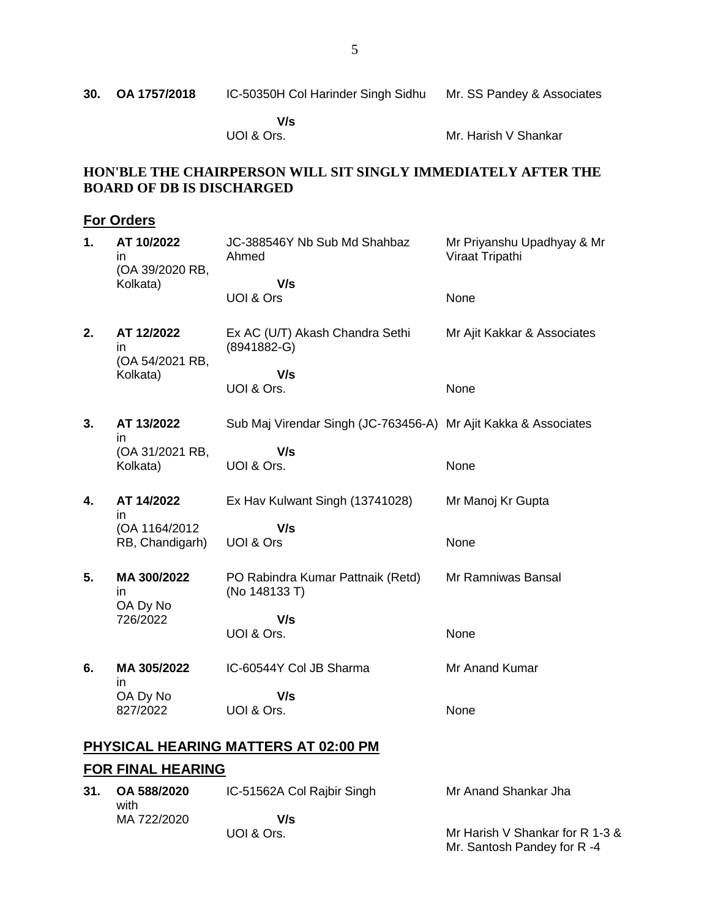| | | | |
|---|---|---|---|
| **30.** | **OA 1757/2018** | IC-50350H Col Harinder Singh Sidhu | Mr. SS Pandey & Associates |
| | | **V/s** | |
| | | UOI & Ors. | Mr. Harish V Shankar |

**HON'BLE THE CHAIRPERSON WILL SIT SINGLY IMMEDIATELY AFTER THE BOARD OF DB IS DISCHARGED**

## For Orders

| | | | |
|---|---|---|---|
| **1.** | **AT 10/2022** in (OA 39/2020 RB, Kolkata) | JC-388546Y Nb Sub Md Shahbaz Ahmed | Mr Priyanshu Upadhyay & Mr Viraat Tripathi |
| | | **V/s** | |
| | | UOI & Ors | None |
| **2.** | **AT 12/2022** in (OA 54/2021 RB, Kolkata) | Ex AC (U/T) Akash Chandra Sethi (8941882-G) | Mr Ajit Kakkar & Associates |
| | | **V/s** | |
| | | UOI & Ors. | None |
| **3.** | **AT 13/2022** in (OA 31/2021 RB, Kolkata) | Sub Maj Virendar Singh (JC-763456-A) | Mr Ajit Kakka & Associates |
| | | **V/s** | |
| | | UOI & Ors. | None |
| **4.** | **AT 14/2022** in (OA 1164/2012 RB, Chandigarh) | Ex Hav Kulwant Singh (13741028) | Mr Manoj Kr Gupta |
| | | **V/s** | |
| | | UOI & Ors | None |
| **5.** | **MA 300/2022** in OA Dy No 726/2022 | PO Rabindra Kumar Pattnaik (Retd) (No 148133 T) | Mr Ramniwas Bansal |
| | | **V/s** | |
| | | UOI & Ors. | None |
| **6.** | **MA 305/2022** in OA Dy No 827/2022 | IC-60544Y Col JB Sharma | Mr Anand Kumar |
| | | **V/s** | |
| | | UOI & Ors. | None |

## PHYSICAL HEARING MATTERS AT 02:00 PM

## FOR FINAL HEARING

| | | | |
|---|---|---|---|
| **31.** | **OA 588/2020** with MA 722/2020 | IC-51562A Col Rajbir Singh | Mr Anand Shankar Jha |
| | | **V/s** | |
| | | UOI & Ors. | Mr Harish V Shankar for R 1-3 & Mr. Santosh Pandey for R -4 |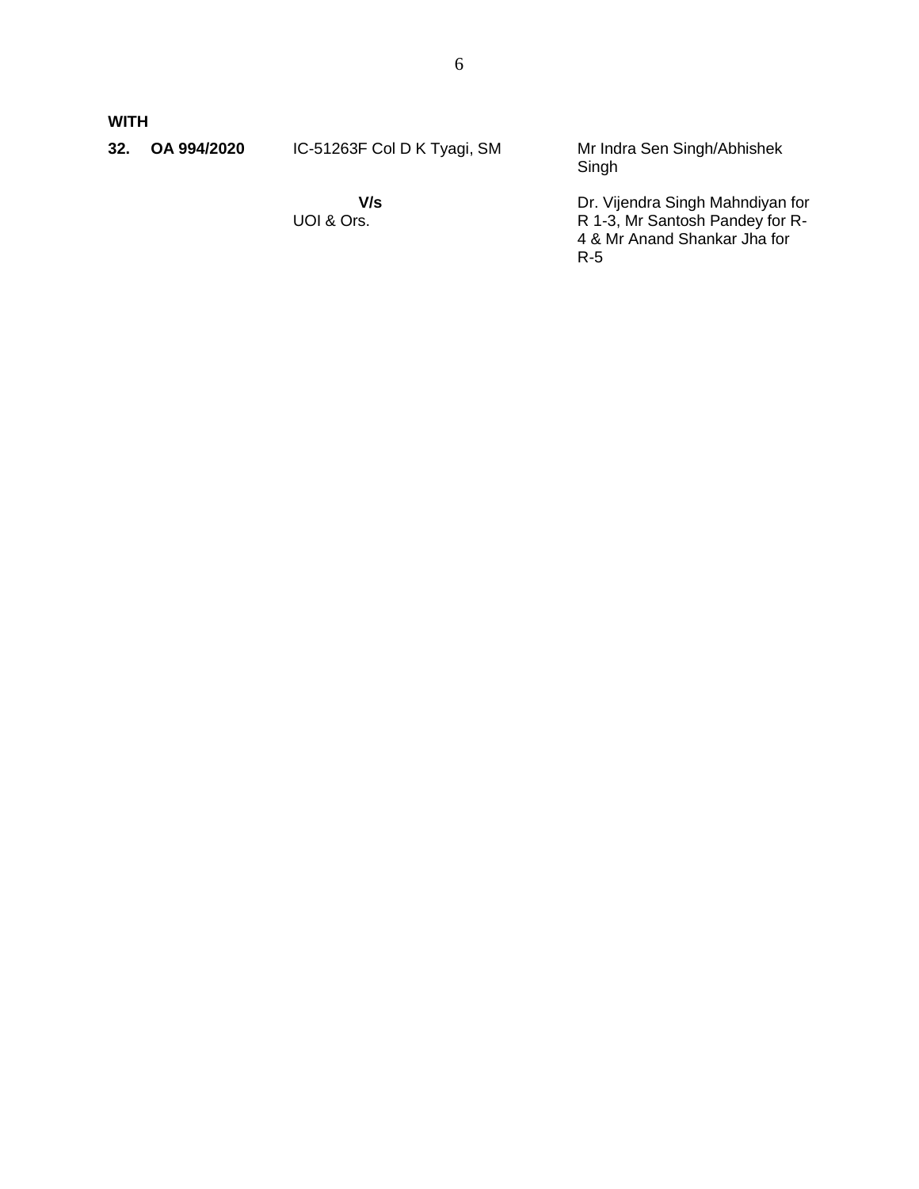**WITH**

| | | | |
|---|---|---|---|
| **32.** | **OA 994/2020** | IC-51263F Col D K Tyagi, SM | Mr Indra Sen Singh/Abhishek Singh |
| | | **V/s**<br>UOI & Ors. | Dr. Vijendra Singh Mahndiyan for R 1-3, Mr Santosh Pandey for R-4 & Mr Anand Shankar Jha for R-5 |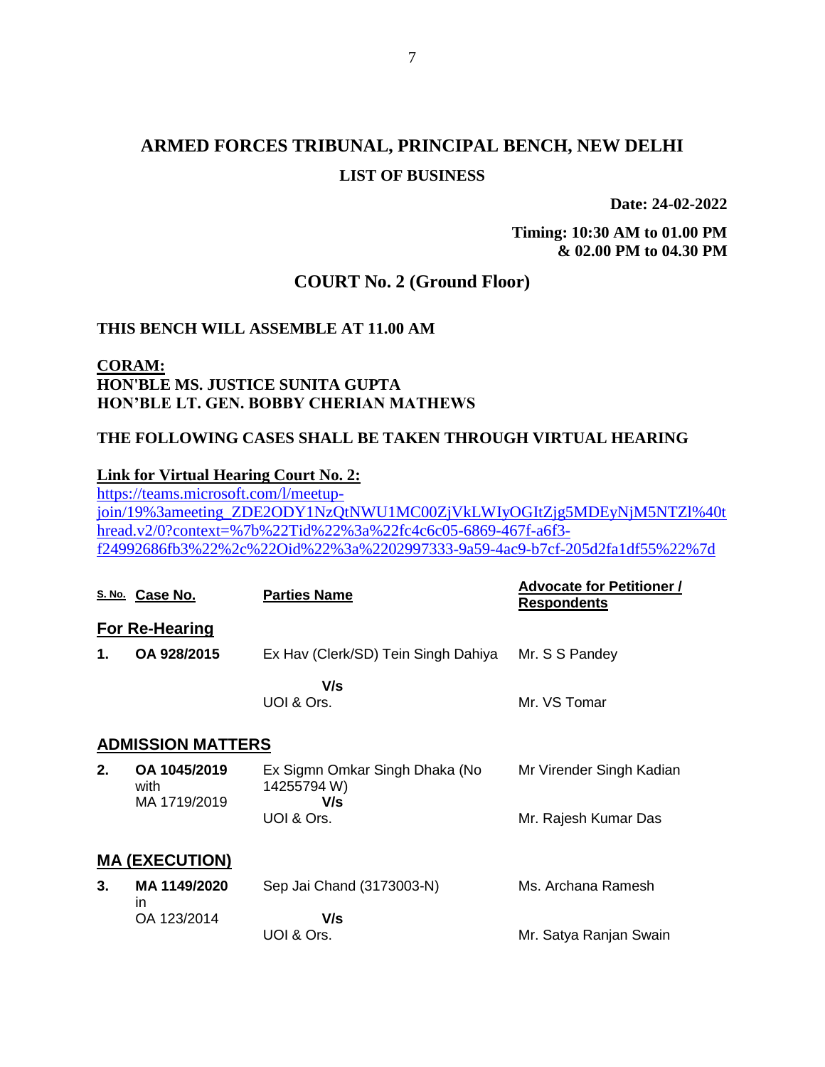# ARMED FORCES TRIBUNAL, PRINCIPAL BENCH, NEW DELHI

## LIST OF BUSINESS

**Date: 24-02-2022**

**Timing: 10:30 AM to 01.00 PM & 02.00 PM to 04.30 PM**

## COURT No. 2 (Ground Floor)

**THIS BENCH WILL ASSEMBLE AT 11.00 AM**

**CORAM:**
**HON'BLE MS. JUSTICE SUNITA GUPTA**
**HON'BLE LT. GEN. BOBBY CHERIAN MATHEWS**

**THE FOLLOWING CASES SHALL BE TAKEN THROUGH VIRTUAL HEARING**

**Link for Virtual Hearing Court No. 2:**
https://teams.microsoft.com/l/meetup-join/19%3ameeting_ZDE2ODY1NzQtNWU1MC00ZjVkLWIyOGItZjg5MDEyNjM5NTZl%40thread.v2/0?context=%7b%22Tid%22%3a%22fc4c6c05-6869-467f-a6f3-f24992686fb3%22%2c%22Oid%22%3a%2202997333-9a59-4ac9-b7cf-205d2fa1df55%22%7d

| S. No. | Case No. | Parties Name | Advocate for Petitioner / Respondents |
|---|---|---|---|
| **For Re-Hearing** | | | |
| **1.** | **OA 928/2015** | Ex Hav (Clerk/SD) Tein Singh Dahiya | Mr. S S Pandey |
| | | **V/s** | |
| | | UOI & Ors. | Mr. VS Tomar |
| **ADMISSION MATTERS** | | | |
| **2.** | **OA 1045/2019** with MA 1719/2019 | Ex Sigmn Omkar Singh Dhaka (No 14255794 W) | Mr Virender Singh Kadian |
| | | **V/s** | |
| | | UOI & Ors. | Mr. Rajesh Kumar Das |
| **MA (EXECUTION)** | | | |
| **3.** | **MA 1149/2020** in OA 123/2014 | Sep Jai Chand (3173003-N) | Ms. Archana Ramesh |
| | | **V/s** | |
| | | UOI & Ors. | Mr. Satya Ranjan Swain |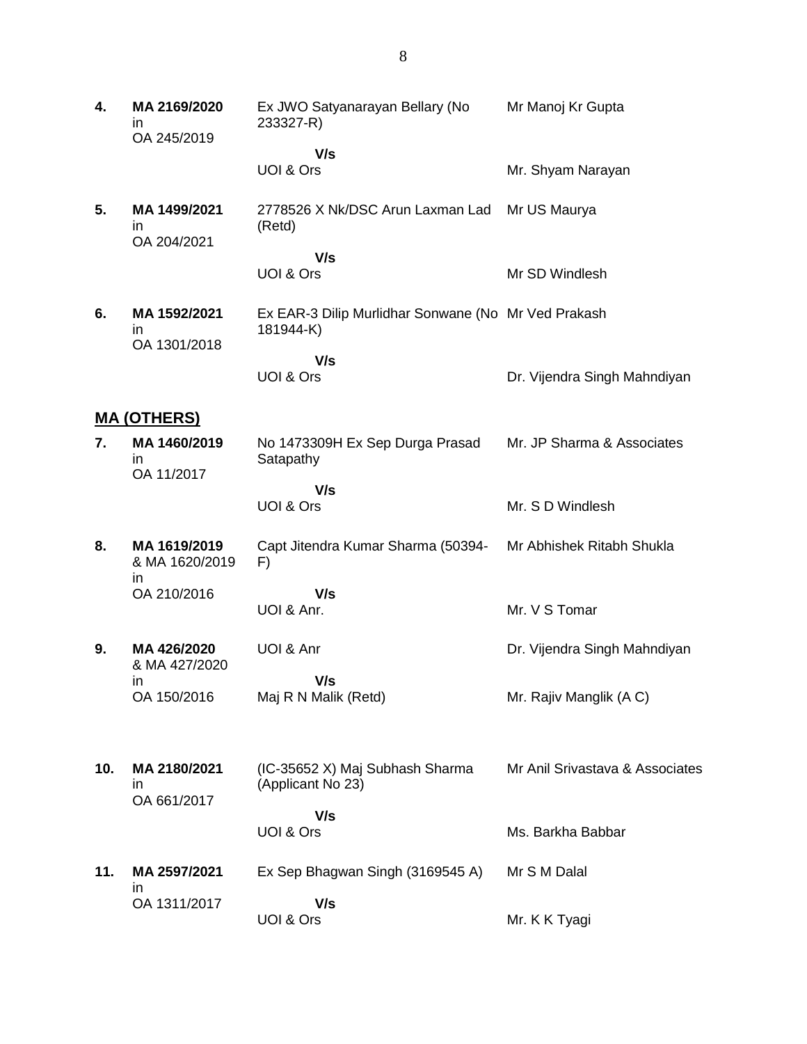| | | | |
|---|---|---|---|
| **4.** | **MA 2169/2020** in OA 245/2019 | Ex JWO Satyanarayan Bellary (No 233327-R) | Mr Manoj Kr Gupta |
| | | **V/s** | |
| | | UOI & Ors | Mr. Shyam Narayan |
| **5.** | **MA 1499/2021** in OA 204/2021 | 2778526 X Nk/DSC Arun Laxman Lad (Retd) | Mr US Maurya |
| | | **V/s** | |
| | | UOI & Ors | Mr SD Windlesh |
| **6.** | **MA 1592/2021** in OA 1301/2018 | Ex EAR-3 Dilip Murlidhar Sonwane (No 181944-K) | Mr Ved Prakash |
| | | **V/s** | |
| | | UOI & Ors | Dr. Vijendra Singh Mahndiyan |

## MA (OTHERS)

| | | | |
|---|---|---|---|
| **7.** | **MA 1460/2019** in OA 11/2017 | No 1473309H Ex Sep Durga Prasad Satapathy | Mr. JP Sharma & Associates |
| | | **V/s** | |
| | | UOI & Ors | Mr. S D Windlesh |
| **8.** | **MA 1619/2019** & MA 1620/2019 in OA 210/2016 | Capt Jitendra Kumar Sharma (50394-F) | Mr Abhishek Ritabh Shukla |
| | | **V/s** | |
| | | UOI & Anr. | Mr. V S Tomar |
| **9.** | **MA 426/2020** & MA 427/2020 in OA 150/2016 | UOI & Anr | Dr. Vijendra Singh Mahndiyan |
| | | **V/s** | |
| | | Maj R N Malik (Retd) | Mr. Rajiv Manglik (A C) |
| **10.** | **MA 2180/2021** in OA 661/2017 | (IC-35652 X) Maj Subhash Sharma (Applicant No 23) | Mr Anil Srivastava & Associates |
| | | **V/s** | |
| | | UOI & Ors | Ms. Barkha Babbar |
| **11.** | **MA 2597/2021** in OA 1311/2017 | Ex Sep Bhagwan Singh (3169545 A) | Mr S M Dalal |
| | | **V/s** | |
| | | UOI & Ors | Mr. K K Tyagi |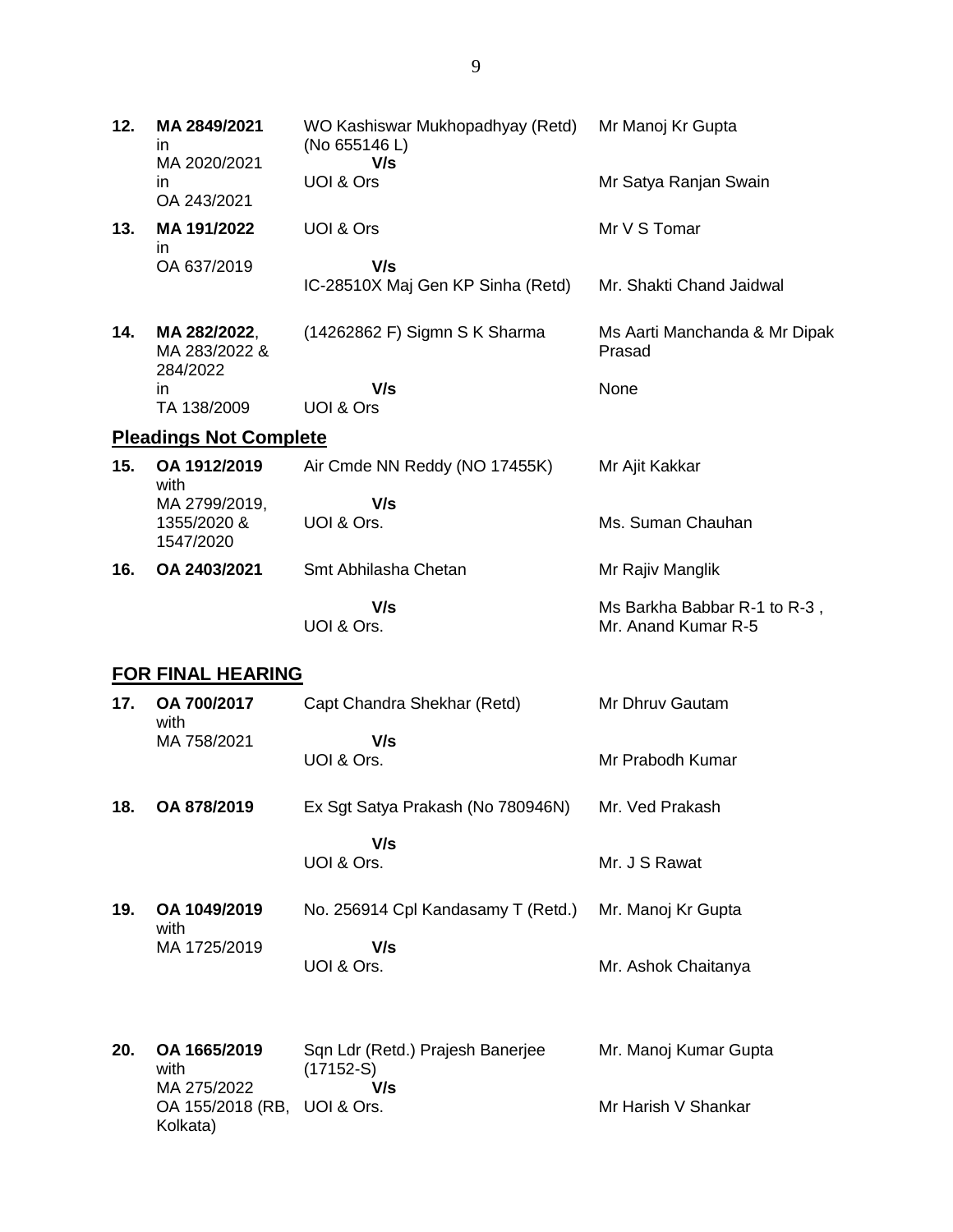| | | | |
|---|---|---|---|
| **12.** | **MA 2849/2021** in MA 2020/2021 in OA 243/2021 | WO Kashiswar Mukhopadhyay (Retd) (No 655146 L) **V/s** UOI & Ors | Mr Manoj Kr Gupta<br><br>Mr Satya Ranjan Swain |
| **13.** | **MA 191/2022** in OA 637/2019 | UOI & Ors **V/s** IC-28510X Maj Gen KP Sinha (Retd) | Mr V S Tomar<br><br>Mr. Shakti Chand Jaidwal |
| **14.** | **MA 282/2022**, MA 283/2022 & 284/2022 in TA 138/2009 | (14262862 F) Sigmn S K Sharma **V/s** UOI & Ors | Ms Aarti Manchanda & Mr Dipak Prasad<br><br>None |

## **Pleadings Not Complete**

| | | | |
|---|---|---|---|
| **15.** | **OA 1912/2019** with MA 2799/2019, 1355/2020 & 1547/2020 | Air Cmde NN Reddy (NO 17455K) **V/s** UOI & Ors. | Mr Ajit Kakkar<br><br>Ms. Suman Chauhan |
| **16.** | **OA 2403/2021** | Smt Abhilasha Chetan **V/s** UOI & Ors. | Mr Rajiv Manglik<br><br>Ms Barkha Babbar R-1 to R-3 , Mr. Anand Kumar R-5 |

## **FOR FINAL HEARING**

| | | | |
|---|---|---|---|
| **17.** | **OA 700/2017** with MA 758/2021 | Capt Chandra Shekhar (Retd) **V/s** UOI & Ors. | Mr Dhruv Gautam<br><br>Mr Prabodh Kumar |
| **18.** | **OA 878/2019** | Ex Sgt Satya Prakash (No 780946N) **V/s** UOI & Ors. | Mr. Ved Prakash<br><br>Mr. J S Rawat |
| **19.** | **OA 1049/2019** with MA 1725/2019 | No. 256914 Cpl Kandasamy T (Retd.) **V/s** UOI & Ors. | Mr. Manoj Kr Gupta<br><br>Mr. Ashok Chaitanya |
| **20.** | **OA 1665/2019** with MA 275/2022 OA 155/2018 (RB, Kolkata) | Sqn Ldr (Retd.) Prajesh Banerjee (17152-S) **V/s** UOI & Ors. | Mr. Manoj Kumar Gupta<br><br>Mr Harish V Shankar |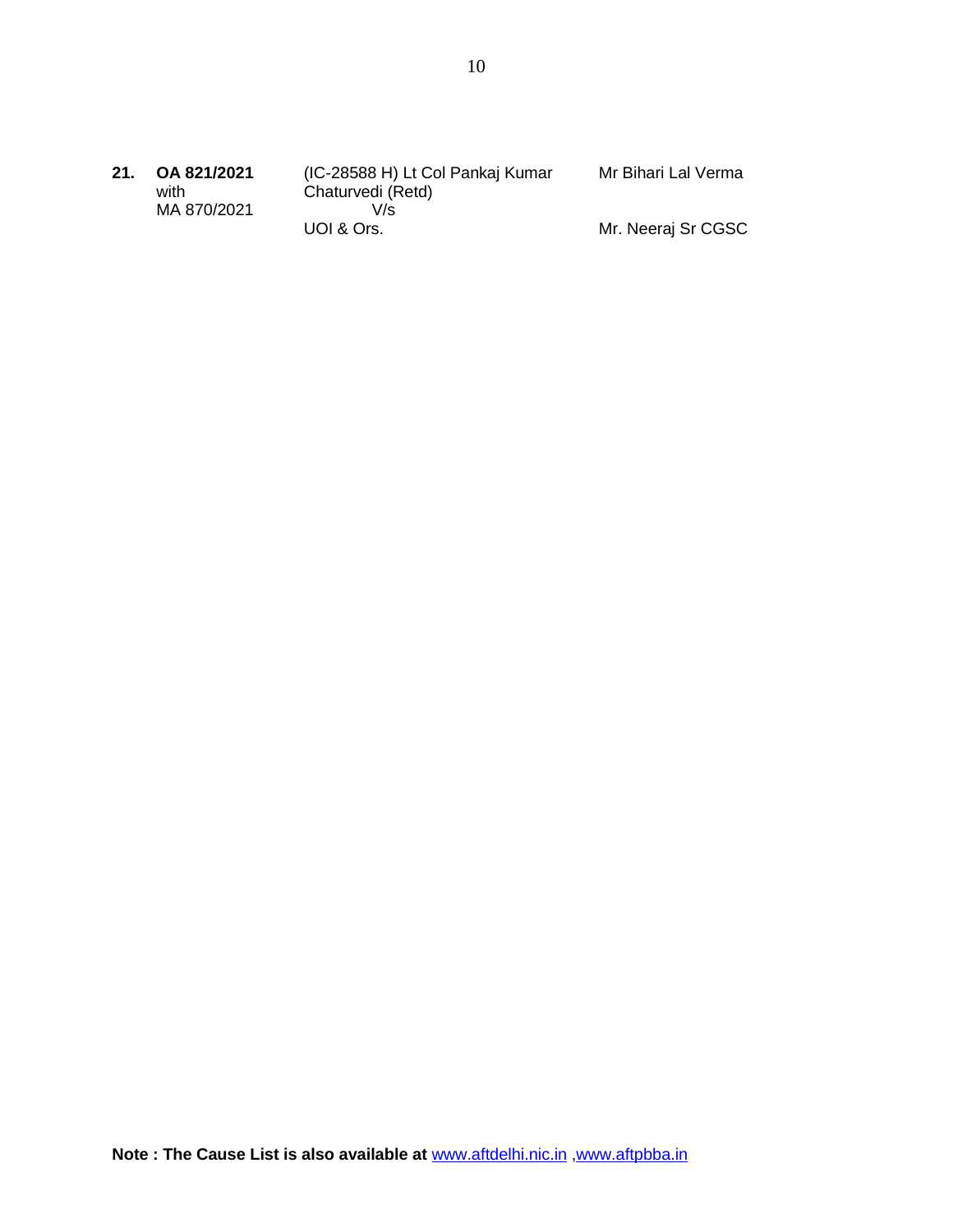| | | | |
|---|---|---|---|
| **21.** | **OA 821/2021** with MA 870/2021 | (IC-28588 H) Lt Col Pankaj Kumar Chaturvedi (Retd) V/s UOI & Ors. | Mr Bihari Lal Verma<br><br>Mr. Neeraj Sr CGSC |

**Note : The Cause List is also available at** www.aftdelhi.nic.in ,www.aftpbba.in